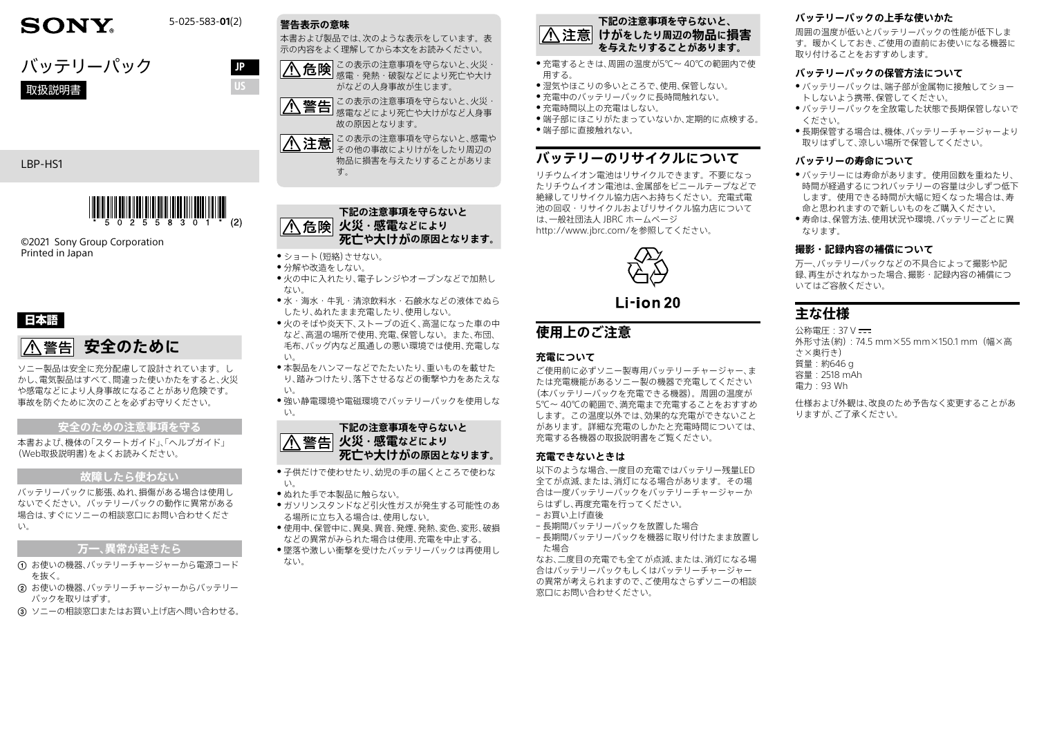SONY

5-025-583-**01**(2)

# バッテリーパック

取扱説明書

JP

US

LBP-HS1

\* 5 0 2 5 5 8 3 0 1 \* (2)

©2021 Sony Group Corporation
Printed in Japan

**日本語**

## ⚠警告 安全のために

ソニー製品は安全に充分配慮して設計されています。しかし、電気製品はすべて、間違った使いかたをすると、火災や感電などにより人身事故になることがあり危険です。事故を防ぐために次のことを必ずお守りください。

### 安全のための注意事項を守る

本書および、機体の「スタートガイド」、「ヘルプガイド」（Web取扱説明書）をよくお読みください。

### 故障したら使わない

バッテリーパックに膨張、ぬれ、損傷がある場合は使用しないでください。バッテリーパックの動作に異常がある場合は、すぐにソニーの相談窓口にお問い合わせください。

### 万一、異常が起きたら

① お使いの機器、バッテリーチャージャーから電源コードを抜く。
② お使いの機器、バッテリーチャージャーからバッテリーパックを取りはずす。
③ ソニーの相談窓口またはお買い上げ店へ問い合わせる。

### 警告表示の意味

本書および製品では、次のような表示をしています。表示の内容をよく理解してから本文をお読みください。

⚠危険 この表示の注意事項を守らないと、火災・感電・発熱・破裂などにより死亡や大けがなどの人身事故が生じます。

⚠警告 この表示の注意事項を守らないと、火災・感電などにより死亡や大けがなど人身事故の原因となります。

⚠注意 この表示の注意事項を守らないと、感電やその他の事故によりけがをしたり周辺の物品に損害を与えたりすることがあります。

### ⚠危険 下記の注意事項を守らないと火災・感電などにより死亡や大けがの原因となります。

- ショート（短絡）させない。
- 分解や改造をしない。
- 火の中に入れたり、電子レンジやオーブンなどで加熱しない。
- 水・海水・牛乳・清涼飲料水・石鹸水などの液体でぬらしたり、ぬれたまま充電したり、使用しない。
- 火のそばや炎天下、ストーブの近く、高温になった車の中など、高温の場所で使用、充電、保管しない。また、布団、毛布、バッグ内など風通しの悪い環境では使用、充電しない。
- 本製品をハンマーなどでたたいたり、重いものを載せたり、踏みつけたり、落下させるなどの衝撃や力をあたえない。
- 強い静電環境や電磁環境でバッテリーパックを使用しない。

### ⚠警告 下記の注意事項を守らないと火災・感電などにより死亡や大けがの原因となります。

- 子供だけで使わせたり、幼児の手の届くところで使わない。
- ぬれた手で本製品に触らない。
- ガソリンスタンドなど引火性ガスが発生する可能性のある場所に立ち入る場合は、使用しない。
- 使用中、保管中に、異臭、異音、発煙、発熱、変色、変形、破損などの異常がみられた場合は使用、充電を中止する。
- 墜落や激しい衝撃を受けたバッテリーパックは再使用しない。

### ⚠注意 下記の注意事項を守らないと、けがをしたり周辺の物品に損害を与えたりすることがあります。

- 充電するときは、周囲の温度が5℃～ 40℃の範囲内で使用する。
- 湿気やほこりの多いところで、使用、保管しない。
- 充電中のバッテリーパックに長時間触れない。
- 充電時間以上の充電はしない。
- 端子部にほこりがたまっていないか、定期的に点検する。
- 端子部に直接触れない。

## バッテリーのリサイクルについて

リチウムイオン電池はリサイクルできます。不要になったリチウムイオン電池は、金属部をビニールテープなどで絶縁してリサイクル協力店へお持ちください。充電式電池の回収・リサイクルおよびリサイクル協力店については、一般社団法人 JBRC ホームページ http://www.jbrc.com/を参照してください。

Li-ion 20

## 使用上のご注意

### 充電について

ご使用前に必ずソニー製専用バッテリーチャージャー、または充電機能があるソニー製の機器で充電してください（本バッテリーパックを充電できる機器）。周囲の温度が5℃～ 40℃の範囲で、満充電まで充電することをおすすめします。この温度以外では、効果的な充電ができないことがあります。詳細な充電のしかたと充電時間については、充電する各機器の取扱説明書をご覧ください。

### 充電できないときは

以下のような場合、一度目の充電ではバッテリー残量LED全てが点滅、または、消灯になる場合があります。その場合ははずし、再度充電を行ってください。
– お買い上げ直後
– 長期間バッテリーパックを放置した場合
– 長期間バッテリーパックを機器に取り付けたまま放置した場合

なお、二度目の充電でも全てが点滅、または、消灯になる場合はバッテリーパックもしくはバッテリーチャージャーの異常が考えられますので、ご使用なさらずソニーの相談窓口にお問い合わせください。

### バッテリーパックの上手な使いかた

周囲の温度が低いとバッテリーパックの性能が低下します。暖かくしておき、ご使用の直前にお使いになる機器に取り付けることをおすすめします。

### バッテリーパックの保管方法について

- バッテリーパックは、端子部が金属物に接触してショートしないよう携帯、保管してください。
- バッテリーパックを全放電した状態で長期保管しないでください。
- 長期保管する場合は、機体、バッテリーチャージャーより取りはずして、涼しい場所で保管してください。

### バッテリーの寿命について

- バッテリーには寿命があります。使用回数を重ねたり、時間が経過するにつれバッテリーの容量は少しずつ低下します。使用できる時間が大幅に短くなった場合は、寿命と思われますので新しいものをご購入ください。
- 寿命は、保管方法、使用状況や環境、バッテリーごとに異なります。

### 撮影・記録内容の補償について

万一、バッテリーパックなどの不具合によって撮影や記録、再生がされなかった場合、撮影・記録内容の補償についてはご容赦ください。

## 主な仕様

公称電圧：37 V ⎓
外形寸法（約）：74.5 mm×55 mm×150.1 mm（幅×高さ×奥行き）
質量：約646 g
容量：2518 mAh
電力：93 Wh

仕様および外観は、改良のため予告なく変更することがありますが、ご了承ください。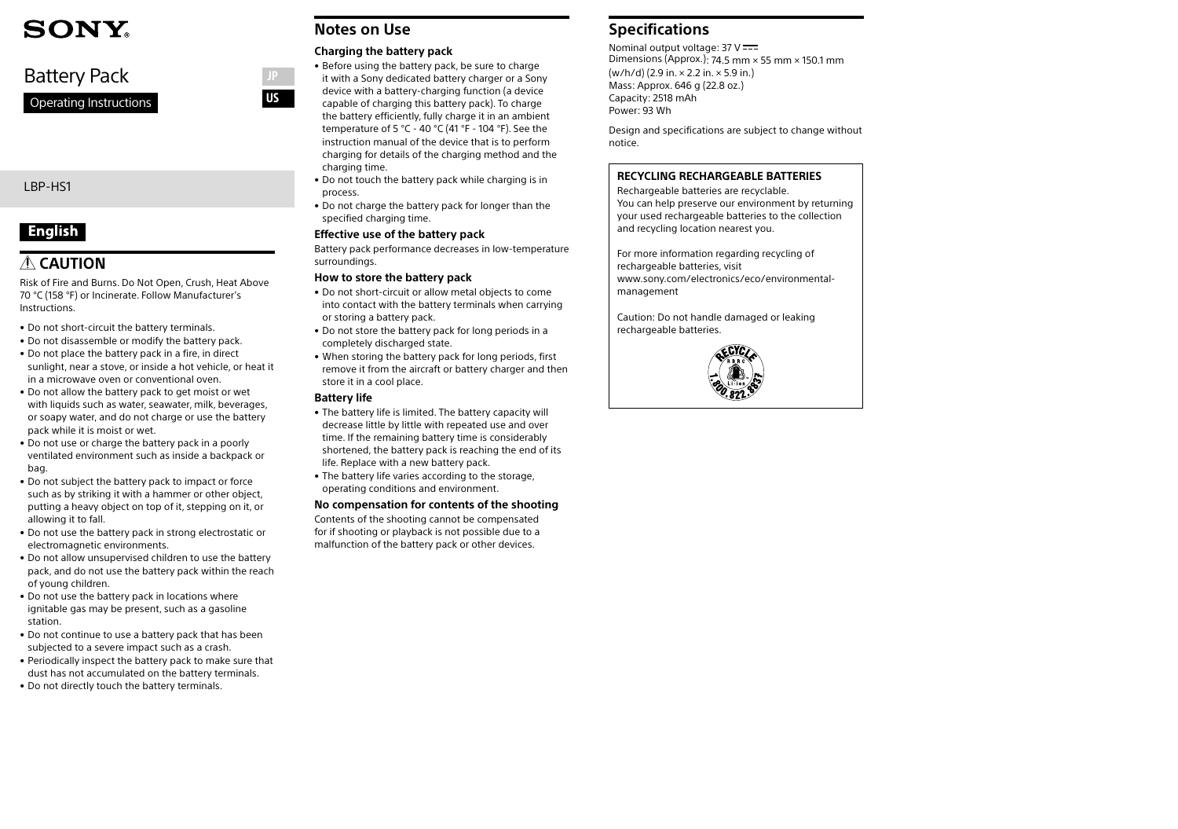# SONY

## Battery Pack

Operating Instructions

JP

US

LBP-HS1

**English**

## ⚠ CAUTION

Risk of Fire and Burns. Do Not Open, Crush, Heat Above 70 °C (158 °F) or Incinerate. Follow Manufacturer's Instructions.

- Do not short-circuit the battery terminals.
- Do not disassemble or modify the battery pack.
- Do not place the battery pack in a fire, in direct sunlight, near a stove, or inside a hot vehicle, or heat it in a microwave oven or conventional oven.
- Do not allow the battery pack to get moist or wet with liquids such as water, seawater, milk, beverages, or soapy water, and do not charge or use the battery pack while it is moist or wet.
- Do not use or charge the battery pack in a poorly ventilated environment such as inside a backpack or bag.
- Do not subject the battery pack to impact or force such as by striking it with a hammer or other object, putting a heavy object on top of it, stepping on it, or allowing it to fall.
- Do not use the battery pack in strong electrostatic or electromagnetic environments.
- Do not allow unsupervised children to use the battery pack, and do not use the battery pack within the reach of young children.
- Do not use the battery pack in locations where ignitable gas may be present, such as a gasoline station.
- Do not continue to use a battery pack that has been subjected to a severe impact such as a crash.
- Periodically inspect the battery pack to make sure that dust has not accumulated on the battery terminals.
- Do not directly touch the battery terminals.

## Notes on Use

### Charging the battery pack

- Before using the battery pack, be sure to charge it with a Sony dedicated battery charger or a Sony device with a battery-charging function (a device capable of charging this battery pack). To charge the battery efficiently, fully charge it in an ambient temperature of 5 °C - 40 °C (41 °F - 104 °F). See the instruction manual of the device that is to perform charging for details of the charging method and the charging time.
- Do not touch the battery pack while charging is in process.
- Do not charge the battery pack for longer than the specified charging time.

### Effective use of the battery pack

Battery pack performance decreases in low-temperature surroundings.

### How to store the battery pack

- Do not short-circuit or allow metal objects to come into contact with the battery terminals when carrying or storing a battery pack.
- Do not store the battery pack for long periods in a completely discharged state.
- When storing the battery pack for long periods, first remove it from the aircraft or battery charger and then store it in a cool place.

### Battery life

- The battery life is limited. The battery capacity will decrease little by little with repeated use and over time. If the remaining battery time is considerably shortened, the battery pack is reaching the end of its life. Replace with a new battery pack.
- The battery life varies according to the storage, operating conditions and environment.

### No compensation for contents of the shooting

Contents of the shooting cannot be compensated for if shooting or playback is not possible due to a malfunction of the battery pack or other devices.

## Specifications

Nominal output voltage: 37 V ⎓
Dimensions (Approx.): 74.5 mm × 55 mm × 150.1 mm (w/h/d) (2.9 in. × 2.2 in. × 5.9 in.)
Mass: Approx. 646 g (22.8 oz.)
Capacity: 2518 mAh
Power: 93 Wh

Design and specifications are subject to change without notice.

**RECYCLING RECHARGEABLE BATTERIES**

Rechargeable batteries are recyclable.
You can help preserve our environment by returning your used rechargeable batteries to the collection and recycling location nearest you.

For more information regarding recycling of rechargeable batteries, visit www.sony.com/electronics/eco/environmental-management

Caution: Do not handle damaged or leaking rechargeable batteries.

RECYCLE RBRC Li-ion 1.800.822.8837